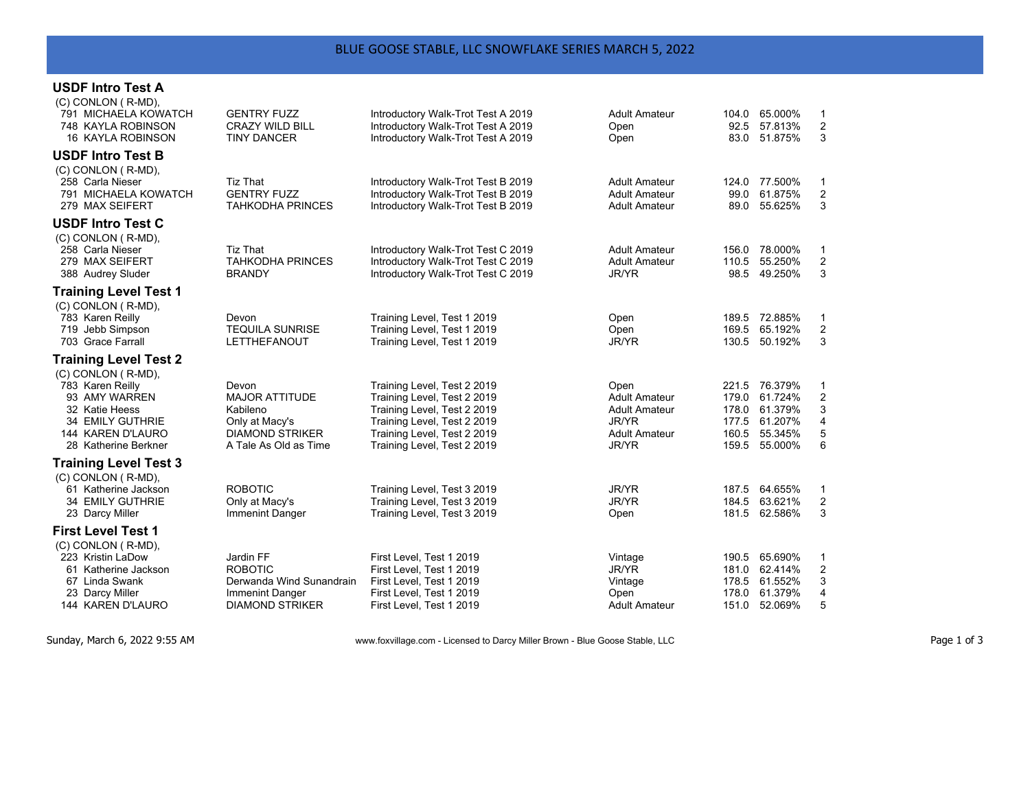# BLUE GOOSE STABLE, LLC SNOWFLAKE SERIES MARCH 5, 2022

## USDF Intro Test A

(C) CONLON ( R-MD),

| No. | Rider | Horse | Test | Division | Score | Percent | Place |
|---|---|---|---|---|---|---|---|
| 791 | MICHAELA KOWATCH | GENTRY FUZZ | Introductory Walk-Trot Test A 2019 | Adult Amateur | 104.0 | 65.000% | 1 |
| 748 | KAYLA ROBINSON | CRAZY WILD BILL | Introductory Walk-Trot Test A 2019 | Open | 92.5 | 57.813% | 2 |
| 16 | KAYLA ROBINSON | TINY DANCER | Introductory Walk-Trot Test A 2019 | Open | 83.0 | 51.875% | 3 |

## USDF Intro Test B

(C) CONLON ( R-MD),

| No. | Rider | Horse | Test | Division | Score | Percent | Place |
|---|---|---|---|---|---|---|---|
| 258 | Carla Nieser | Tiz That | Introductory Walk-Trot Test B 2019 | Adult Amateur | 124.0 | 77.500% | 1 |
| 791 | MICHAELA KOWATCH | GENTRY FUZZ | Introductory Walk-Trot Test B 2019 | Adult Amateur | 99.0 | 61.875% | 2 |
| 279 | MAX SEIFERT | TAHKODHA PRINCES | Introductory Walk-Trot Test B 2019 | Adult Amateur | 89.0 | 55.625% | 3 |

## USDF Intro Test C

(C) CONLON ( R-MD),

| No. | Rider | Horse | Test | Division | Score | Percent | Place |
|---|---|---|---|---|---|---|---|
| 258 | Carla Nieser | Tiz That | Introductory Walk-Trot Test C 2019 | Adult Amateur | 156.0 | 78.000% | 1 |
| 279 | MAX SEIFERT | TAHKODHA PRINCES | Introductory Walk-Trot Test C 2019 | Adult Amateur | 110.5 | 55.250% | 2 |
| 388 | Audrey Sluder | BRANDY | Introductory Walk-Trot Test C 2019 | JR/YR | 98.5 | 49.250% | 3 |

## Training Level Test 1

(C) CONLON ( R-MD),

| No. | Rider | Horse | Test | Division | Score | Percent | Place |
|---|---|---|---|---|---|---|---|
| 783 | Karen Reilly | Devon | Training Level, Test 1 2019 | Open | 189.5 | 72.885% | 1 |
| 719 | Jebb Simpson | TEQUILA SUNRISE | Training Level, Test 1 2019 | Open | 169.5 | 65.192% | 2 |
| 703 | Grace Farrall | LETTHEFANOUT | Training Level, Test 1 2019 | JR/YR | 130.5 | 50.192% | 3 |

## Training Level Test 2

(C) CONLON ( R-MD),

| No. | Rider | Horse | Test | Division | Score | Percent | Place |
|---|---|---|---|---|---|---|---|
| 783 | Karen Reilly | Devon | Training Level, Test 2 2019 | Open | 221.5 | 76.379% | 1 |
| 93 | AMY WARREN | MAJOR ATTITUDE | Training Level, Test 2 2019 | Adult Amateur | 179.0 | 61.724% | 2 |
| 32 | Katie Heess | Kabileno | Training Level, Test 2 2019 | Adult Amateur | 178.0 | 61.379% | 3 |
| 34 | EMILY GUTHRIE | Only at Macy's | Training Level, Test 2 2019 | JR/YR | 177.5 | 61.207% | 4 |
| 144 | KAREN D'LAURO | DIAMOND STRIKER | Training Level, Test 2 2019 | Adult Amateur | 160.5 | 55.345% | 5 |
| 28 | Katherine Berkner | A Tale As Old as Time | Training Level, Test 2 2019 | JR/YR | 159.5 | 55.000% | 6 |

## Training Level Test 3

(C) CONLON ( R-MD),

| No. | Rider | Horse | Test | Division | Score | Percent | Place |
|---|---|---|---|---|---|---|---|
| 61 | Katherine Jackson | ROBOTIC | Training Level, Test 3 2019 | JR/YR | 187.5 | 64.655% | 1 |
| 34 | EMILY GUTHRIE | Only at Macy's | Training Level, Test 3 2019 | JR/YR | 184.5 | 63.621% | 2 |
| 23 | Darcy Miller | Immenint Danger | Training Level, Test 3 2019 | Open | 181.5 | 62.586% | 3 |

## First Level Test 1

(C) CONLON ( R-MD),

| No. | Rider | Horse | Test | Division | Score | Percent | Place |
|---|---|---|---|---|---|---|---|
| 223 | Kristin LaDow | Jardin FF | First Level, Test 1 2019 | Vintage | 190.5 | 65.690% | 1 |
| 61 | Katherine Jackson | ROBOTIC | First Level, Test 1 2019 | JR/YR | 181.0 | 62.414% | 2 |
| 67 | Linda Swank | Derwanda Wind Sunandrain | First Level, Test 1 2019 | Vintage | 178.5 | 61.552% | 3 |
| 23 | Darcy Miller | Immenint Danger | First Level, Test 1 2019 | Open | 178.0 | 61.379% | 4 |
| 144 | KAREN D'LAURO | DIAMOND STRIKER | First Level, Test 1 2019 | Adult Amateur | 151.0 | 52.069% | 5 |

Sunday, March 6, 2022 9:55 AM — www.foxvillage.com - Licensed to Darcy Miller Brown - Blue Goose Stable, LLC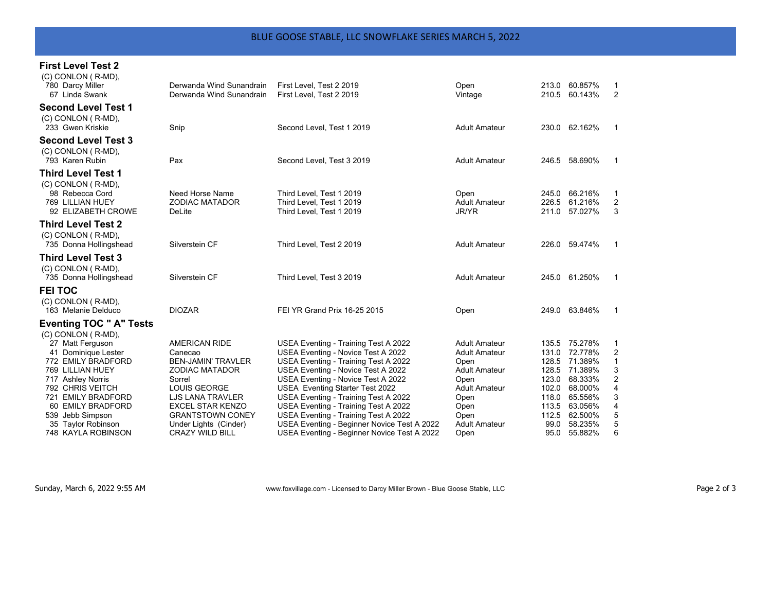# BLUE GOOSE STABLE, LLC SNOWFLAKE SERIES MARCH 5, 2022

## First Level Test 2

(C) CONLON ( R-MD),

| No. | Rider | Horse | Test | Division | Score | % | Place |
|---|---|---|---|---|---|---|---|
| 780 | Darcy Miller | Derwanda Wind Sunandrain | First Level, Test 2 2019 | Open | 213.0 | 60.857% | 1 |
| 67 | Linda Swank | Derwanda Wind Sunandrain | First Level, Test 2 2019 | Vintage | 210.5 | 60.143% | 2 |

## Second Level Test 1

(C) CONLON ( R-MD),

| No. | Rider | Horse | Test | Division | Score | % | Place |
|---|---|---|---|---|---|---|---|
| 233 | Gwen Kriskie | Snip | Second Level, Test 1 2019 | Adult Amateur | 230.0 | 62.162% | 1 |

## Second Level Test 3

(C) CONLON ( R-MD),

| No. | Rider | Horse | Test | Division | Score | % | Place |
|---|---|---|---|---|---|---|---|
| 793 | Karen Rubin | Pax | Second Level, Test 3 2019 | Adult Amateur | 246.5 | 58.690% | 1 |

## Third Level Test 1

(C) CONLON ( R-MD),

| No. | Rider | Horse | Test | Division | Score | % | Place |
|---|---|---|---|---|---|---|---|
| 98 | Rebecca Cord | Need Horse Name | Third Level, Test 1 2019 | Open | 245.0 | 66.216% | 1 |
| 769 | LILLIAN HUEY | ZODIAC MATADOR | Third Level, Test 1 2019 | Adult Amateur | 226.5 | 61.216% | 2 |
| 92 | ELIZABETH CROWE | DeLite | Third Level, Test 1 2019 | JR/YR | 211.0 | 57.027% | 3 |

## Third Level Test 2

(C) CONLON ( R-MD),

| No. | Rider | Horse | Test | Division | Score | % | Place |
|---|---|---|---|---|---|---|---|
| 735 | Donna Hollingshead | Silverstein CF | Third Level, Test 2 2019 | Adult Amateur | 226.0 | 59.474% | 1 |

## Third Level Test 3

(C) CONLON ( R-MD),

| No. | Rider | Horse | Test | Division | Score | % | Place |
|---|---|---|---|---|---|---|---|
| 735 | Donna Hollingshead | Silverstein CF | Third Level, Test 3 2019 | Adult Amateur | 245.0 | 61.250% | 1 |

## FEI TOC

(C) CONLON ( R-MD),

| No. | Rider | Horse | Test | Division | Score | % | Place |
|---|---|---|---|---|---|---|---|
| 163 | Melanie Delduco | DIOZAR | FEI YR Grand Prix 16-25 2015 | Open | 249.0 | 63.846% | 1 |

## Eventing TOC " A" Tests

(C) CONLON ( R-MD),

| No. | Rider | Horse | Test | Division | Score | % | Place |
|---|---|---|---|---|---|---|---|
| 27 | Matt Ferguson | AMERICAN RIDE | USEA Eventing - Training Test A 2022 | Adult Amateur | 135.5 | 75.278% | 1 |
| 41 | Dominique Lester | Canecao | USEA Eventing - Novice Test A 2022 | Adult Amateur | 131.0 | 72.778% | 2 |
| 772 | EMILY BRADFORD | BEN-JAMIN' TRAVLER | USEA Eventing - Training Test A 2022 | Open | 128.5 | 71.389% | 1 |
| 769 | LILLIAN HUEY | ZODIAC MATADOR | USEA Eventing - Novice Test A 2022 | Adult Amateur | 128.5 | 71.389% | 3 |
| 717 | Ashley Norris | Sorrel | USEA Eventing - Novice Test A 2022 | Open | 123.0 | 68.333% | 2 |
| 792 | CHRIS VEITCH | LOUIS GEORGE | USEA Eventing Starter Test 2022 | Adult Amateur | 102.0 | 68.000% | 4 |
| 721 | EMILY BRADFORD | LJS LANA TRAVLER | USEA Eventing - Training Test A 2022 | Open | 118.0 | 65.556% | 3 |
| 60 | EMILY BRADFORD | EXCEL STAR KENZO | USEA Eventing - Training Test A 2022 | Open | 113.5 | 63.056% | 4 |
| 539 | Jebb Simpson | GRANTSTOWN CONEY | USEA Eventing - Training Test A 2022 | Open | 112.5 | 62.500% | 5 |
| 35 | Taylor Robinson | Under Lights (Cinder) | USEA Eventing - Beginner Novice Test A 2022 | Adult Amateur | 99.0 | 58.235% | 5 |
| 748 | KAYLA ROBINSON | CRAZY WILD BILL | USEA Eventing - Beginner Novice Test A 2022 | Open | 95.0 | 55.882% | 6 |

Sunday, March 6, 2022 9:55 AM — www.foxvillage.com - Licensed to Darcy Miller Brown - Blue Goose Stable, LLC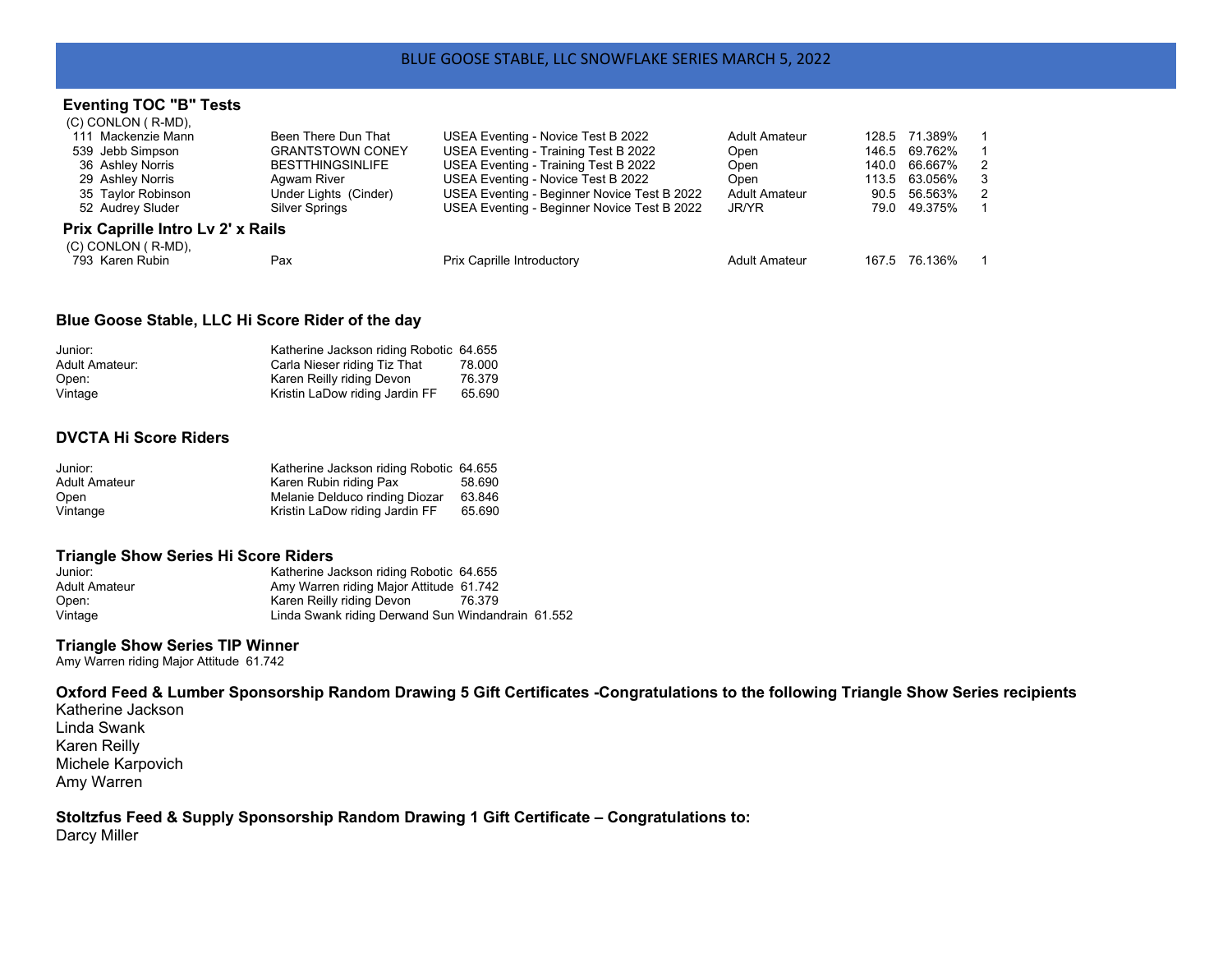# BLUE GOOSE STABLE, LLC SNOWFLAKE SERIES MARCH 5, 2022

### Eventing TOC "B" Tests

(C) CONLON ( R-MD),

| # | Rider | Horse | Test | Division | Score | % | Place |
|---|---|---|---|---|---|---|---|
| 111 | Mackenzie Mann | Been There Dun That | USEA Eventing - Novice Test B 2022 | Adult Amateur | 128.5 | 71.389% | 1 |
| 539 | Jebb Simpson | GRANTSTOWN CONEY | USEA Eventing - Training Test B 2022 | Open | 146.5 | 69.762% | 1 |
| 36 | Ashley Norris | BESTTHINGSINLIFE | USEA Eventing - Training Test B 2022 | Open | 140.0 | 66.667% | 2 |
| 29 | Ashley Norris | Agwam River | USEA Eventing - Novice Test B 2022 | Open | 113.5 | 63.056% | 3 |
| 35 | Taylor Robinson | Under Lights (Cinder) | USEA Eventing - Beginner Novice Test B 2022 | Adult Amateur | 90.5 | 56.563% | 2 |
| 52 | Audrey Sluder | Silver Springs | USEA Eventing - Beginner Novice Test B 2022 | JR/YR | 79.0 | 49.375% | 1 |

### Prix Caprille Intro Lv 2' x Rails

(C) CONLON ( R-MD),

| # | Rider | Horse | Test | Division | Score | % | Place |
|---|---|---|---|---|---|---|---|
| 793 | Karen Rubin | Pax | Prix Caprille Introductory | Adult Amateur | 167.5 | 76.136% | 1 |

### Blue Goose Stable, LLC Hi Score Rider of the day

| | | |
|---|---|---|
| Junior: | Katherine Jackson riding Robotic | 64.655 |
| Adult Amateur: | Carla Nieser riding Tiz That | 78.000 |
| Open: | Karen Reilly riding Devon | 76.379 |
| Vintage | Kristin LaDow riding Jardin FF | 65.690 |

### DVCTA Hi Score Riders

| | | |
|---|---|---|
| Junior: | Katherine Jackson riding Robotic | 64.655 |
| Adult Amateur | Karen Rubin riding Pax | 58.690 |
| Open | Melanie Delduco rinding Diozar | 63.846 |
| Vintange | Kristin LaDow riding Jardin FF | 65.690 |

### Triangle Show Series Hi Score Riders

| | | |
|---|---|---|
| Junior: | Katherine Jackson riding Robotic | 64.655 |
| Adult Amateur | Amy Warren riding Major Attitude | 61.742 |
| Open: | Karen Reilly riding Devon | 76.379 |
| Vintage | Linda Swank riding Derwand Sun Windandrain | 61.552 |

### Triangle Show Series TIP Winner

Amy Warren riding Major Attitude 61.742

### Oxford Feed & Lumber Sponsorship Random Drawing 5 Gift Certificates -Congratulations to the following Triangle Show Series recipients

Katherine Jackson
Linda Swank
Karen Reilly
Michele Karpovich
Amy Warren

### Stoltzfus Feed & Supply Sponsorship Random Drawing 1 Gift Certificate – Congratulations to:

Darcy Miller